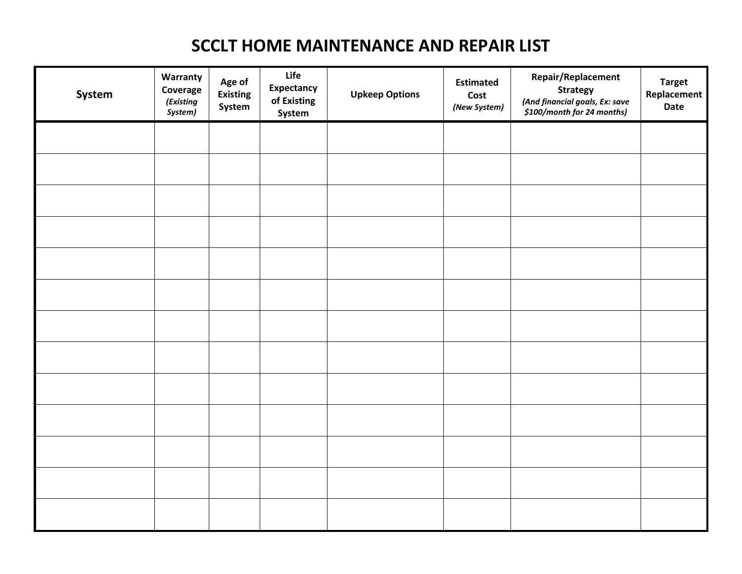# SCCLT HOME MAINTENANCE AND REPAIR LIST

| System | Warranty Coverage *(Existing System)* | Age of Existing System | Life Expectancy of Existing System | Upkeep Options | Estimated Cost *(New System)* | Repair/Replacement Strategy *(And financial goals, Ex: save $100/month for 24 months)* | Target Replacement Date |
|---|---|---|---|---|---|---|---|
| | | | | | | | |
| | | | | | | | |
| | | | | | | | |
| | | | | | | | |
| | | | | | | | |
| | | | | | | | |
| | | | | | | | |
| | | | | | | | |
| | | | | | | | |
| | | | | | | | |
| | | | | | | | |
| | | | | | | | |
| | | | | | | | |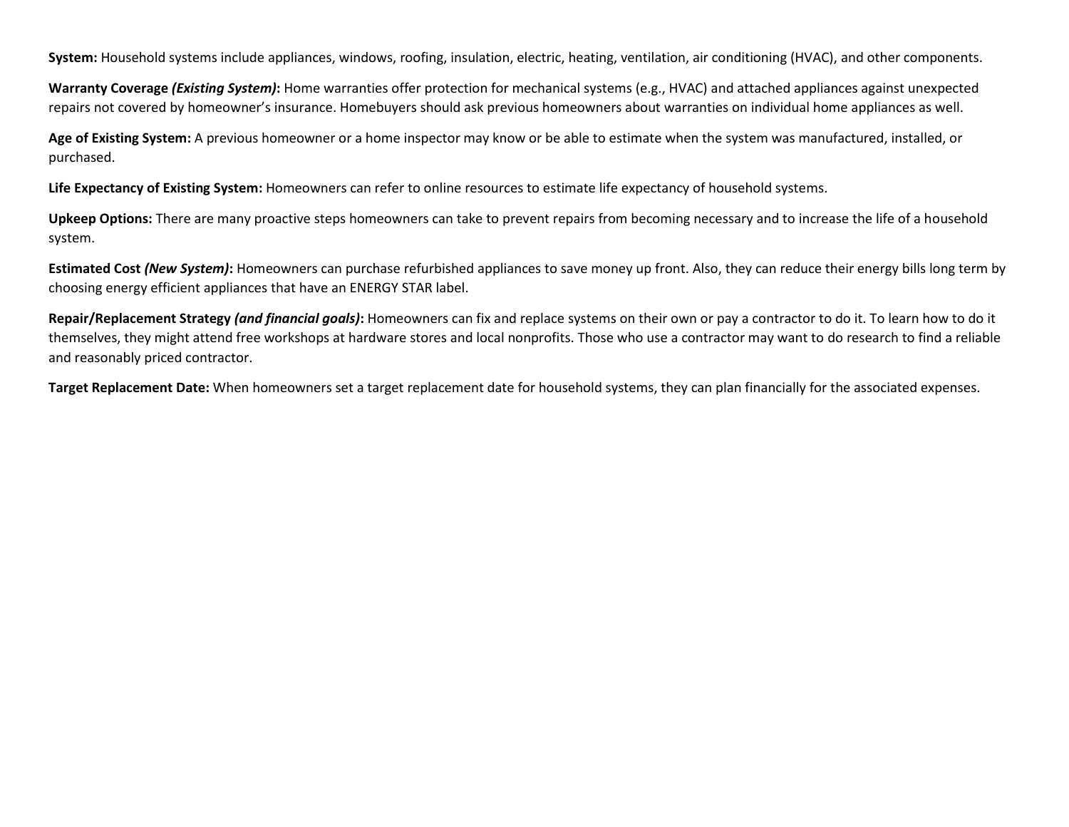**System:** Household systems include appliances, windows, roofing, insulation, electric, heating, ventilation, air conditioning (HVAC), and other components.

**Warranty Coverage *(Existing System)*:** Home warranties offer protection for mechanical systems (e.g., HVAC) and attached appliances against unexpected repairs not covered by homeowner's insurance. Homebuyers should ask previous homeowners about warranties on individual home appliances as well.

**Age of Existing System:** A previous homeowner or a home inspector may know or be able to estimate when the system was manufactured, installed, or purchased.

**Life Expectancy of Existing System:** Homeowners can refer to online resources to estimate life expectancy of household systems.

**Upkeep Options:** There are many proactive steps homeowners can take to prevent repairs from becoming necessary and to increase the life of a household system.

**Estimated Cost *(New System)*:** Homeowners can purchase refurbished appliances to save money up front. Also, they can reduce their energy bills long term by choosing energy efficient appliances that have an ENERGY STAR label.

**Repair/Replacement Strategy *(and financial goals)*:** Homeowners can fix and replace systems on their own or pay a contractor to do it. To learn how to do it themselves, they might attend free workshops at hardware stores and local nonprofits. Those who use a contractor may want to do research to find a reliable and reasonably priced contractor.

**Target Replacement Date:** When homeowners set a target replacement date for household systems, they can plan financially for the associated expenses.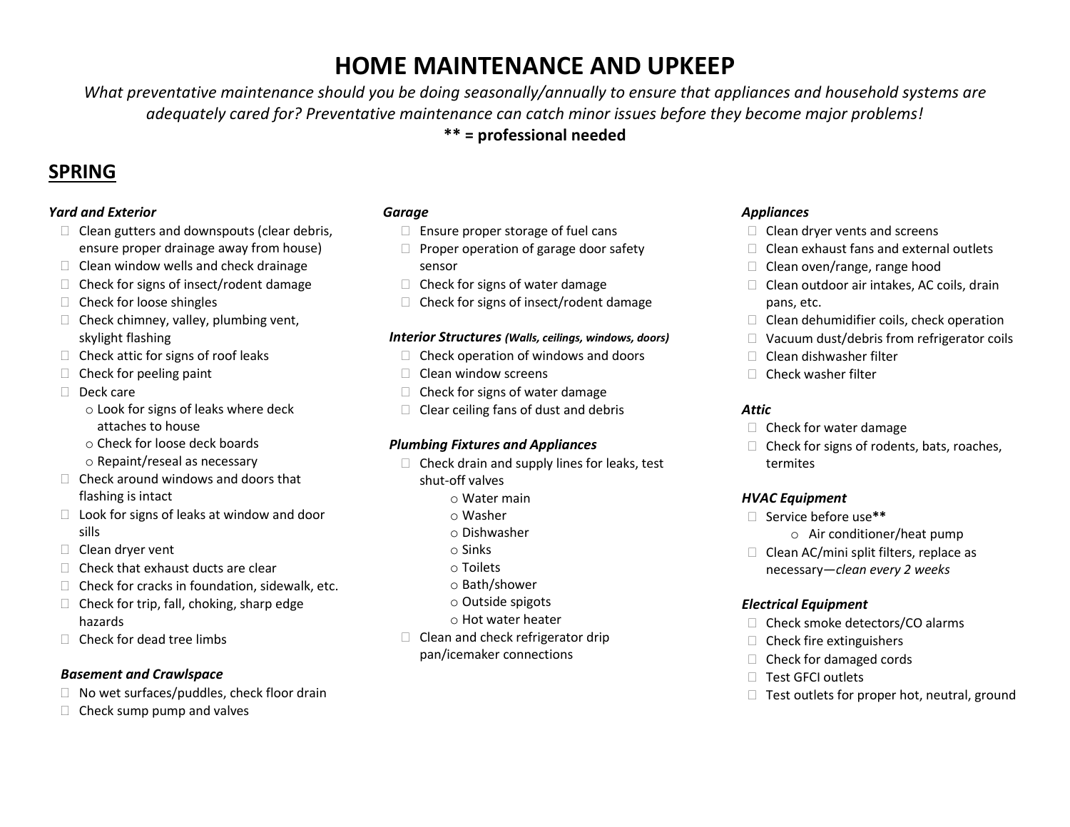# HOME MAINTENANCE AND UPKEEP

*What preventative maintenance should you be doing seasonally/annually to ensure that appliances and household systems are adequately cared for? Preventative maintenance can catch minor issues before they become major problems!*

**** = professional needed**

## SPRING

### *Yard and Exterior*

- [ ] Clean gutters and downspouts (clear debris, ensure proper drainage away from house)
- [ ] Clean window wells and check drainage
- [ ] Check for signs of insect/rodent damage
- [ ] Check for loose shingles
- [ ] Check chimney, valley, plumbing vent, skylight flashing
- [ ] Check attic for signs of roof leaks
- [ ] Check for peeling paint
- [ ] Deck care
    - Look for signs of leaks where deck attaches to house
    - Check for loose deck boards
    - Repaint/reseal as necessary
- [ ] Check around windows and doors that flashing is intact
- [ ] Look for signs of leaks at window and door sills
- [ ] Clean dryer vent
- [ ] Check that exhaust ducts are clear
- [ ] Check for cracks in foundation, sidewalk, etc.
- [ ] Check for trip, fall, choking, sharp edge hazards
- [ ] Check for dead tree limbs

### *Basement and Crawlspace*

- [ ] No wet surfaces/puddles, check floor drain
- [ ] Check sump pump and valves

### *Garage*

- [ ] Ensure proper storage of fuel cans
- [ ] Proper operation of garage door safety sensor
- [ ] Check for signs of water damage
- [ ] Check for signs of insect/rodent damage

### *Interior Structures (Walls, ceilings, windows, doors)*

- [ ] Check operation of windows and doors
- [ ] Clean window screens
- [ ] Check for signs of water damage
- [ ] Clear ceiling fans of dust and debris

### *Plumbing Fixtures and Appliances*

- [ ] Check drain and supply lines for leaks, test shut-off valves
    - Water main
    - Washer
    - Dishwasher
    - Sinks
    - Toilets
    - Bath/shower
    - Outside spigots
    - Hot water heater
- [ ] Clean and check refrigerator drip pan/icemaker connections

### *Appliances*

- [ ] Clean dryer vents and screens
- [ ] Clean exhaust fans and external outlets
- [ ] Clean oven/range, range hood
- [ ] Clean outdoor air intakes, AC coils, drain pans, etc.
- [ ] Clean dehumidifier coils, check operation
- [ ] Vacuum dust/debris from refrigerator coils
- [ ] Clean dishwasher filter
- [ ] Check washer filter

### *Attic*

- [ ] Check for water damage
- [ ] Check for signs of rodents, bats, roaches, termites

### *HVAC Equipment*

- [ ] Service before use**
    - Air conditioner/heat pump
- [ ] Clean AC/mini split filters, replace as necessary—*clean every 2 weeks*

### *Electrical Equipment*

- [ ] Check smoke detectors/CO alarms
- [ ] Check fire extinguishers
- [ ] Check for damaged cords
- [ ] Test GFCI outlets
- [ ] Test outlets for proper hot, neutral, ground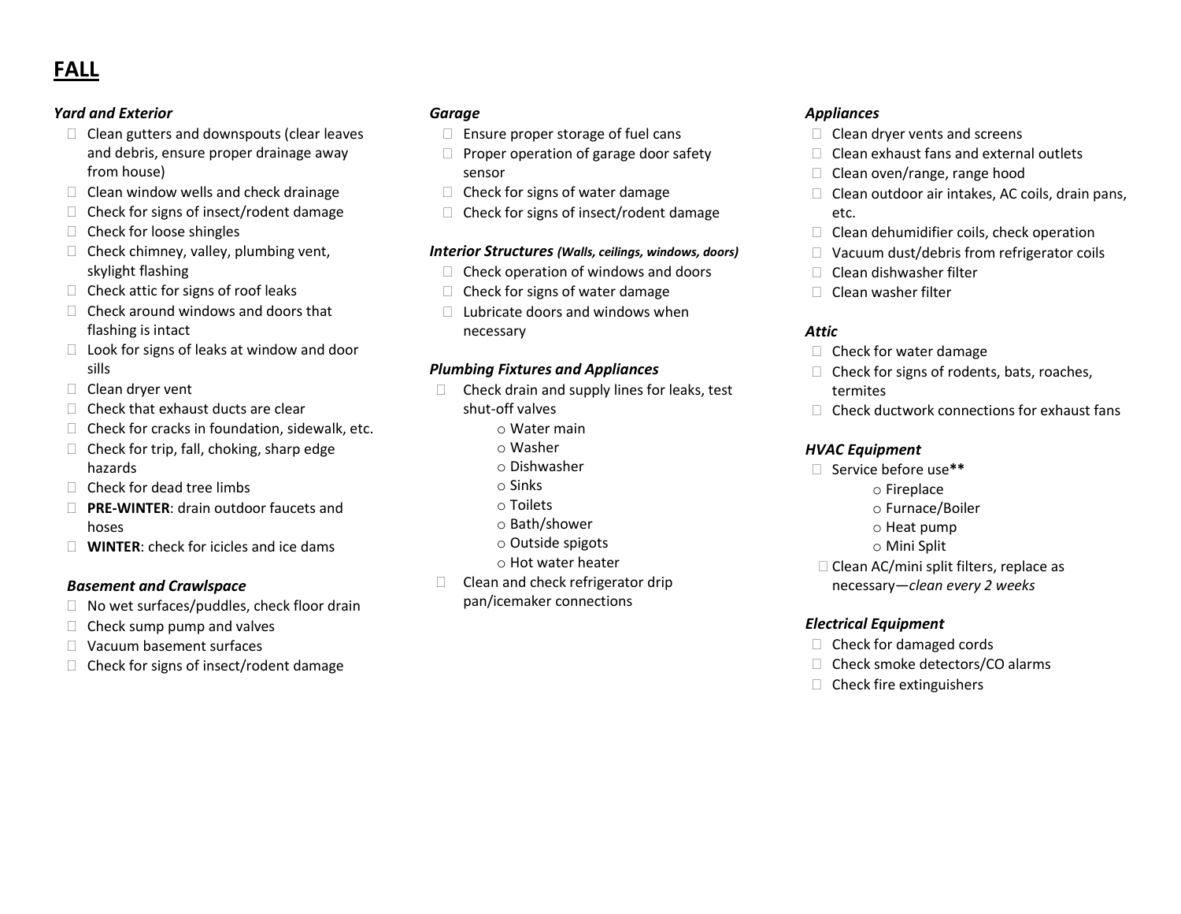# FALL

### *Yard and Exterior*

- Clean gutters and downspouts (clear leaves and debris, ensure proper drainage away from house)
- Clean window wells and check drainage
- Check for signs of insect/rodent damage
- Check for loose shingles
- Check chimney, valley, plumbing vent, skylight flashing
- Check attic for signs of roof leaks
- Check around windows and doors that flashing is intact
- Look for signs of leaks at window and door sills
- Clean dryer vent
- Check that exhaust ducts are clear
- Check for cracks in foundation, sidewalk, etc.
- Check for trip, fall, choking, sharp edge hazards
- Check for dead tree limbs
- **PRE-WINTER**: drain outdoor faucets and hoses
- **WINTER**: check for icicles and ice dams

### *Basement and Crawlspace*

- No wet surfaces/puddles, check floor drain
- Check sump pump and valves
- Vacuum basement surfaces
- Check for signs of insect/rodent damage

### *Garage*

- Ensure proper storage of fuel cans
- Proper operation of garage door safety sensor
- Check for signs of water damage
- Check for signs of insect/rodent damage

### *Interior Structures (Walls, ceilings, windows, doors)*

- Check operation of windows and doors
- Check for signs of water damage
- Lubricate doors and windows when necessary

### *Plumbing Fixtures and Appliances*

- Check drain and supply lines for leaks, test shut-off valves
  - Water main
  - Washer
  - Dishwasher
  - Sinks
  - Toilets
  - Bath/shower
  - Outside spigots
  - Hot water heater
- Clean and check refrigerator drip pan/icemaker connections

### *Appliances*

- Clean dryer vents and screens
- Clean exhaust fans and external outlets
- Clean oven/range, range hood
- Clean outdoor air intakes, AC coils, drain pans, etc.
- Clean dehumidifier coils, check operation
- Vacuum dust/debris from refrigerator coils
- Clean dishwasher filter
- Clean washer filter

### *Attic*

- Check for water damage
- Check for signs of rodents, bats, roaches, termites
- Check ductwork connections for exhaust fans

### *HVAC Equipment*

- Service before use**
  - Fireplace
  - Furnace/Boiler
  - Heat pump
  - Mini Split
- Clean AC/mini split filters, replace as necessary—*clean every 2 weeks*

### *Electrical Equipment*

- Check for damaged cords
- Check smoke detectors/CO alarms
- Check fire extinguishers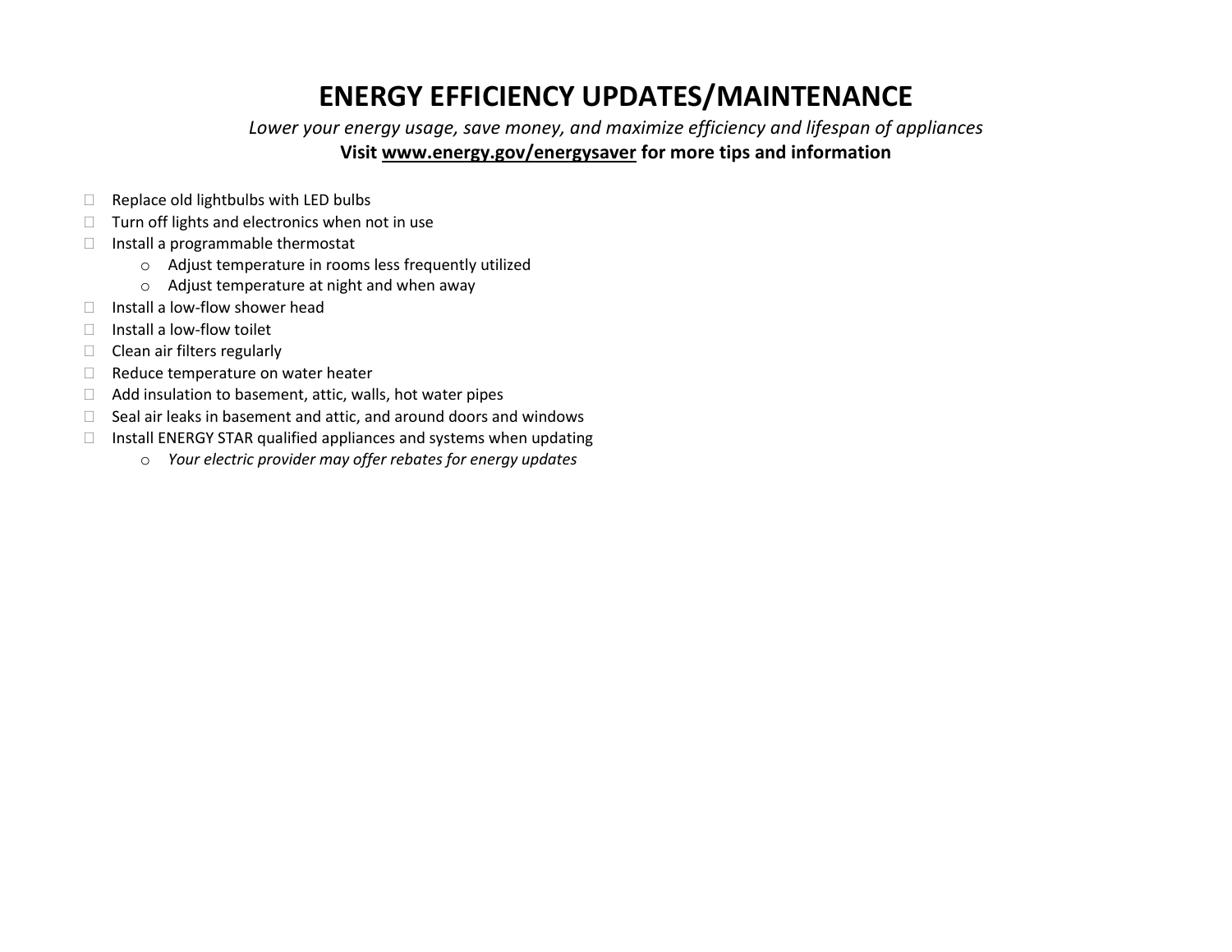# ENERGY EFFICIENCY UPDATES/MAINTENANCE

*Lower your energy usage, save money, and maximize efficiency and lifespan of appliances*

**Visit www.energy.gov/energysaver for more tips and information**

- [ ] Replace old lightbulbs with LED bulbs
- [ ] Turn off lights and electronics when not in use
- [ ] Install a programmable thermostat
    - Adjust temperature in rooms less frequently utilized
    - Adjust temperature at night and when away
- [ ] Install a low-flow shower head
- [ ] Install a low-flow toilet
- [ ] Clean air filters regularly
- [ ] Reduce temperature on water heater
- [ ] Add insulation to basement, attic, walls, hot water pipes
- [ ] Seal air leaks in basement and attic, and around doors and windows
- [ ] Install ENERGY STAR qualified appliances and systems when updating
    - *Your electric provider may offer rebates for energy updates*